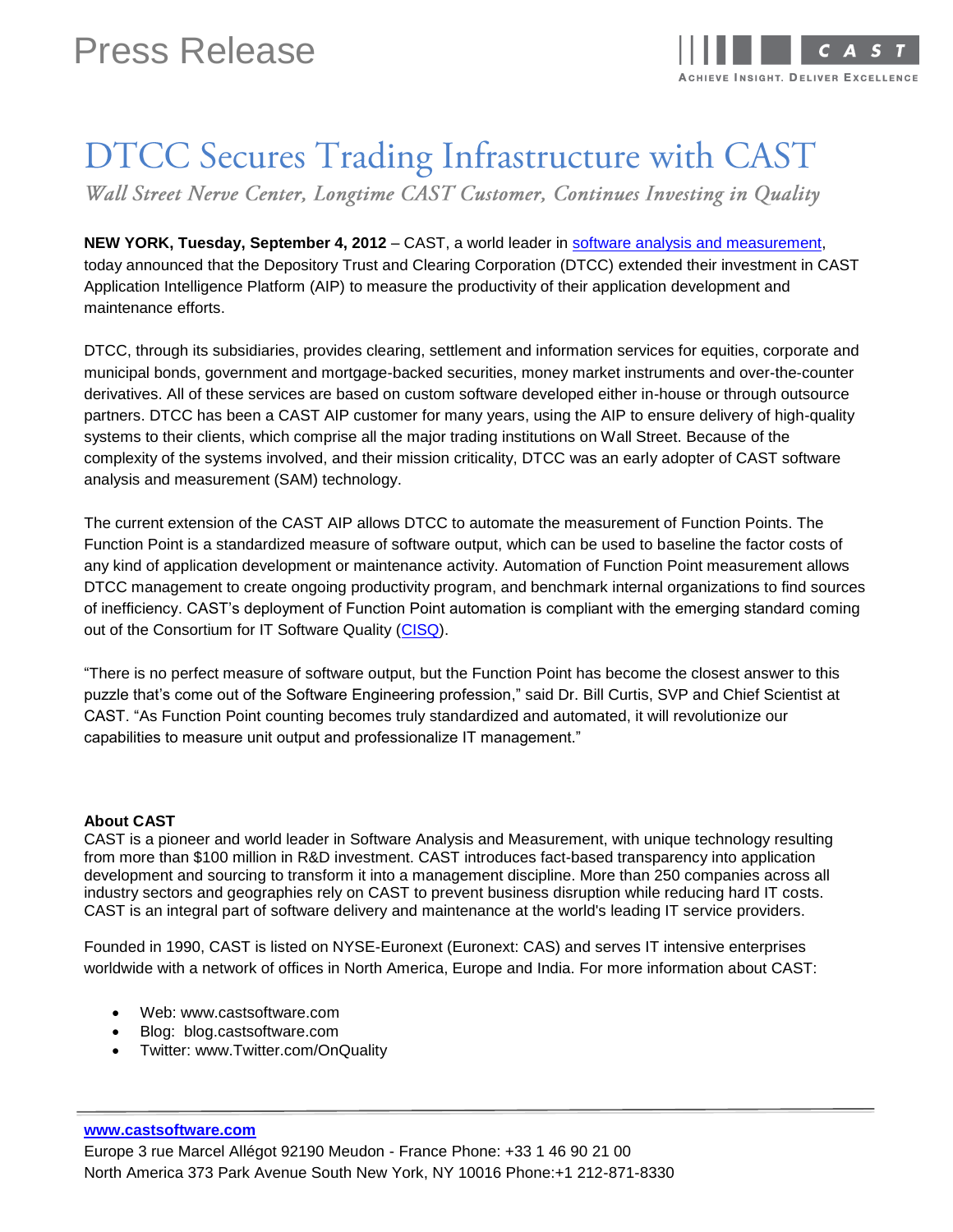# Press Release

# DTCC Secures Trading Infrastructure with CAST

*Wall Street Nerve Center, Longtime CAST Customer, Continues Investing in Quality*

**NEW YORK, Tuesday, September 4, 2012** – CAST, a world leader in [software analysis and measurement](), today announced that the Depository Trust and Clearing Corporation (DTCC) extended their investment in CAST Application Intelligence Platform (AIP) to measure the productivity of their application development and maintenance efforts.

DTCC, through its subsidiaries, provides clearing, settlement and information services for equities, corporate and municipal bonds, government and mortgage-backed securities, money market instruments and over-the-counter derivatives. All of these services are based on custom software developed either in-house or through outsource partners. DTCC has been a CAST AIP customer for many years, using the AIP to ensure delivery of high-quality systems to their clients, which comprise all the major trading institutions on Wall Street. Because of the complexity of the systems involved, and their mission criticality, DTCC was an early adopter of CAST software analysis and measurement (SAM) technology.

The current extension of the CAST AIP allows DTCC to automate the measurement of Function Points. The Function Point is a standardized measure of software output, which can be used to baseline the factor costs of any kind of application development or maintenance activity. Automation of Function Point measurement allows DTCC management to create ongoing productivity program, and benchmark internal organizations to find sources of inefficiency. CAST's deployment of Function Point automation is compliant with the emerging standard coming out of the Consortium for IT Software Quality ([CISQ]()).

"There is no perfect measure of software output, but the Function Point has become the closest answer to this puzzle that's come out of the Software Engineering profession," said Dr. Bill Curtis, SVP and Chief Scientist at CAST. "As Function Point counting becomes truly standardized and automated, it will revolutionize our capabilities to measure unit output and professionalize IT management."

**About CAST**

CAST is a pioneer and world leader in Software Analysis and Measurement, with unique technology resulting from more than $100 million in R&D investment. CAST introduces fact-based transparency into application development and sourcing to transform it into a management discipline. More than 250 companies across all industry sectors and geographies rely on CAST to prevent business disruption while reducing hard IT costs. CAST is an integral part of software delivery and maintenance at the world's leading IT service providers.

Founded in 1990, CAST is listed on NYSE-Euronext (Euronext: CAS) and serves IT intensive enterprises worldwide with a network of offices in North America, Europe and India. For more information about CAST:

- Web: www.castsoftware.com
- Blog: blog.castsoftware.com
- Twitter: www.Twitter.com/OnQuality

**www.castsoftware.com**

Europe 3 rue Marcel Allégot 92190 Meudon - France Phone: +33 1 46 90 21 00
North America 373 Park Avenue South New York, NY 10016 Phone:+1 212-871-8330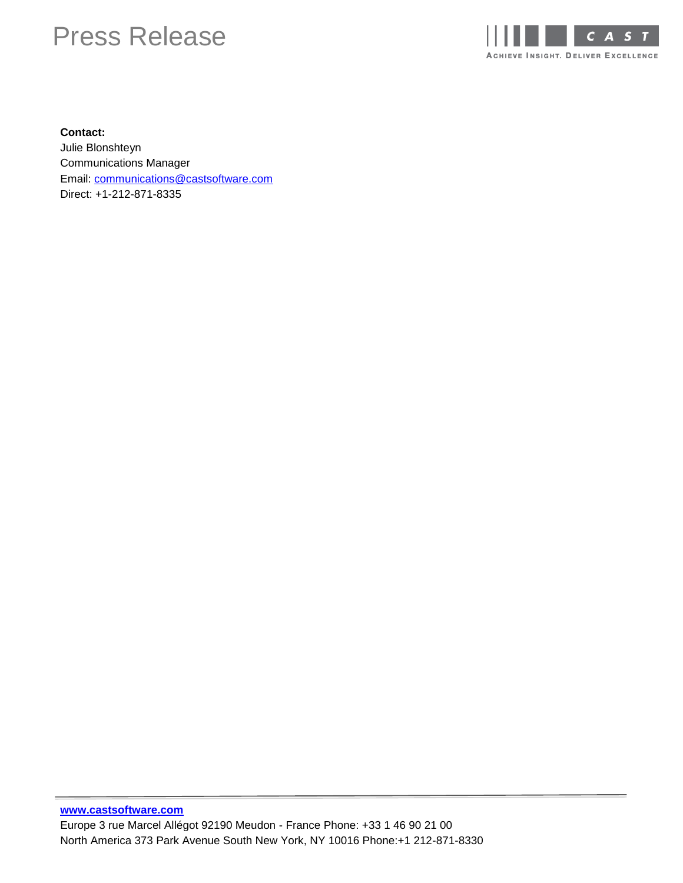**Contact:**
Julie Blonshteyn
Communications Manager
Email: communications@castsoftware.com
Direct: +1-212-871-8335